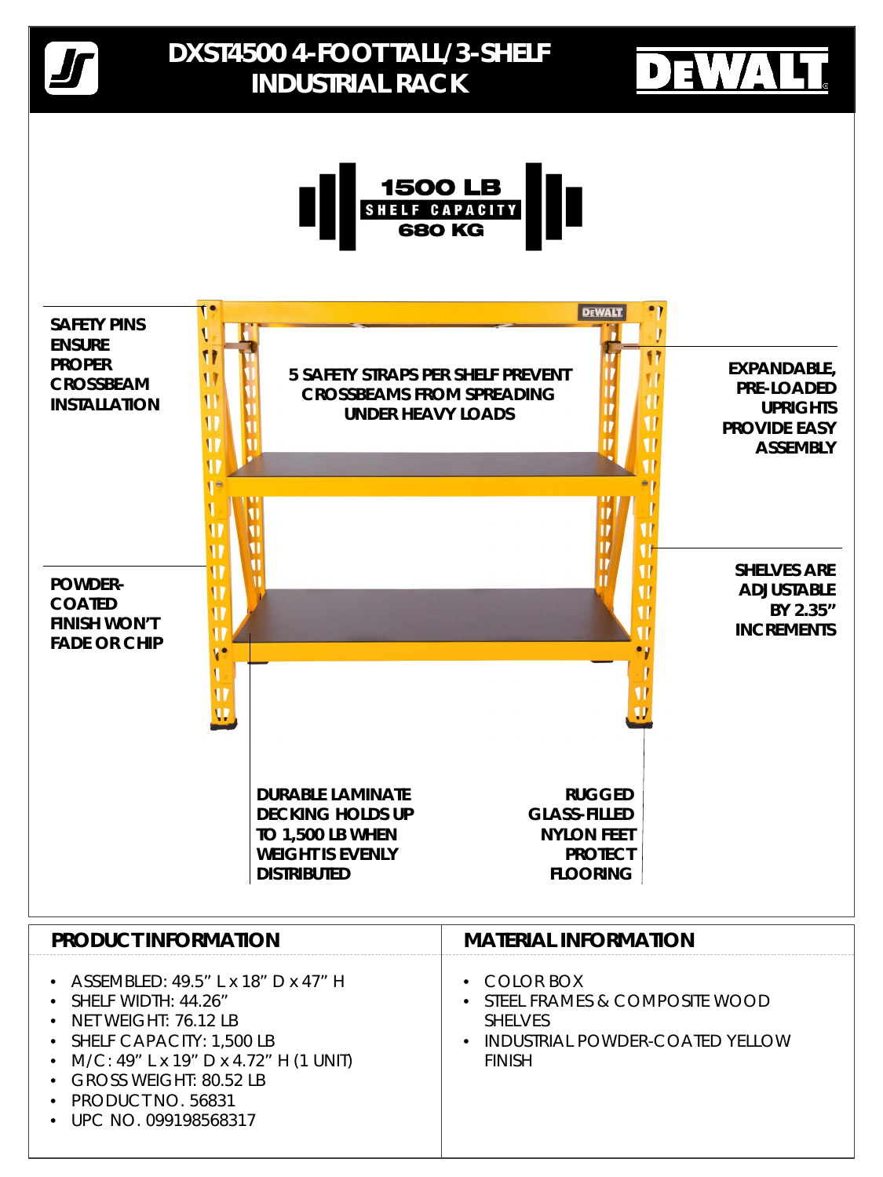# DXST4500 4-FOOT TALL/3-SHELF INDUSTRIAL RACK

DEWALT

**1500 LB**
**SHELF CAPACITY**
**680 KG**

**SAFETY PINS ENSURE PROPER CROSSBEAM INSTALLATION**

**5 SAFETY STRAPS PER SHELF PREVENT CROSSBEAMS FROM SPREADING UNDER HEAVY LOADS**

**EXPANDABLE, PRE-LOADED UPRIGHTS PROVIDE EASY ASSEMBLY**

**POWDER-COATED FINISH WON'T FADE OR CHIP**

**SHELVES ARE ADJUSTABLE BY 2.35" INCREMENTS**

**DURABLE LAMINATE DECKING HOLDS UP TO 1,500 LB WHEN WEIGHT IS EVENLY DISTRIBUTED**

**RUGGED GLASS-FILLED NYLON FEET PROTECT FLOORING**

## PRODUCT INFORMATION

- ASSEMBLED: 49.5" L x 18" D x 47" H
- SHELF WIDTH: 44.26"
- NET WEIGHT: 76.12 LB
- SHELF CAPACITY: 1,500 LB
- M/C: 49" L x 19" D x 4.72" H (1 UNIT)
- GROSS WEIGHT: 80.52 LB
- PRODUCT NO. 56831
- UPC NO. 099198568317

## MATERIAL INFORMATION

- COLOR BOX
- STEEL FRAMES & COMPOSITE WOOD SHELVES
- INDUSTRIAL POWDER-COATED YELLOW FINISH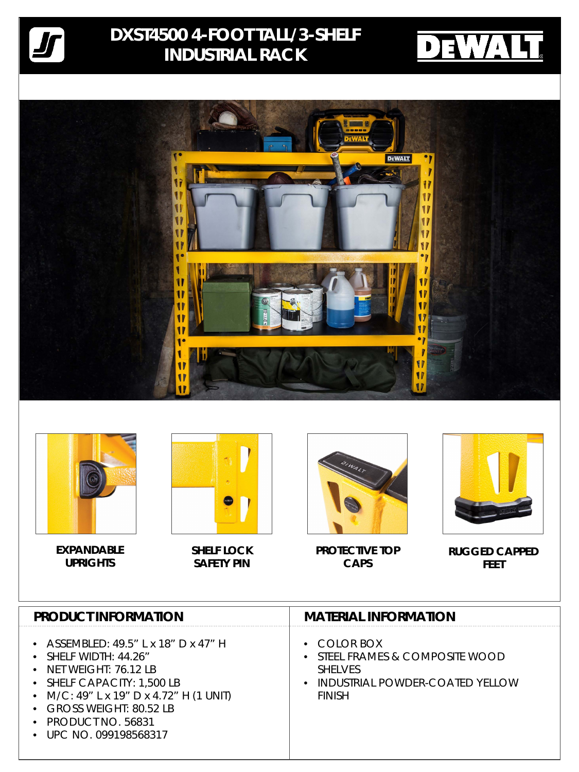# DXST4500 4-FOOT TALL/3-SHELF INDUSTRIAL RACK

**EXPANDABLE UPRIGHTS**

**SHELF LOCK SAFETY PIN**

**PROTECTIVE TOP CAPS**

**RUGGED CAPPED FEET**

## PRODUCT INFORMATION

- ASSEMBLED: 49.5” L x 18” D x 47” H
- SHELF WIDTH: 44.26”
- NET WEIGHT: 76.12 LB
- SHELF CAPACITY: 1,500 LB
- M/C: 49” L x 19” D x 4.72” H (1 UNIT)
- GROSS WEIGHT: 80.52 LB
- PRODUCT NO. 56831
- UPC NO. 099198568317

## MATERIAL INFORMATION

- COLOR BOX
- STEEL FRAMES & COMPOSITE WOOD SHELVES
- INDUSTRIAL POWDER-COATED YELLOW FINISH